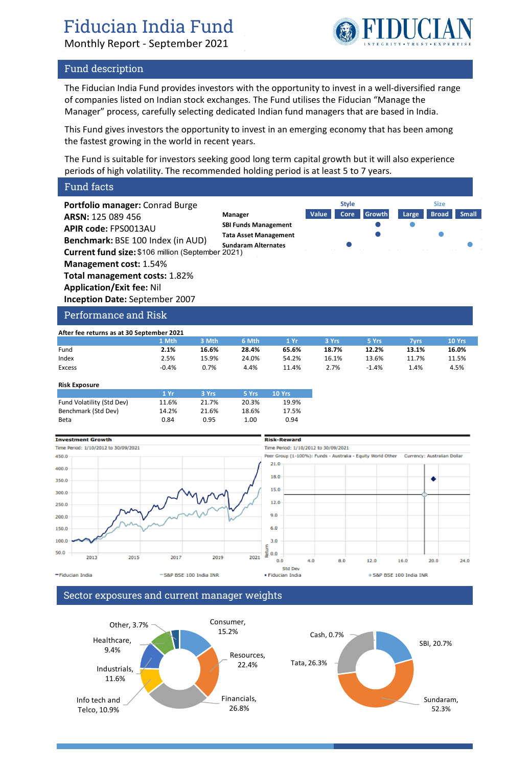# Fiducian India Fund

Monthly Report - September 2021

## Fund description

The Fiducian India Fund provides investors with the opportunity to invest in a well-diversified range of companies listed on Indian stock exchanges. The Fund utilises the Fiducian "Manage the Manager" process, carefully selecting dedicated Indian fund managers that are based in India.

This Fund gives investors the opportunity to invest in an emerging economy that has been among the fastest growing in the world in recent years.

The Fund is suitable for investors seeking good long term capital growth but it will also experience periods of high volatility. The recommended holding period is at least 5 to 7 years.

## Fund facts

**Portfolio manager:** Conrad Burge
**ARSN:** 125 089 456
**APIR code:** FPS0013AU
**Benchmark:** BSE 100 Index (in AUD)
**Current fund size:** $106 million (September 2021)
**Management cost:** 1.54%
**Total management costs:** 1.82%
**Application/Exit fee:** Nil
**Inception Date:** September 2007

| Manager | Style: Value | Style: Core | Style: Growth | Size: Large | Size: Broad | Size: Small |
|---|---|---|---|---|---|---|
| SBI Funds Management | | | ● | ● | | |
| Tata Asset Management | | | ● | | ● | |
| Sundaram Alternates | | ● | | | | ● |

## Performance and Risk

**After fee returns as at 30 September 2021**

| | 1 Mth | 3 Mth | 6 Mth | 1 Yr | 3 Yrs | 5 Yrs | 7yrs | 10 Yrs |
|---|---|---|---|---|---|---|---|---|
| Fund | **2.1%** | **16.6%** | **28.4%** | **65.6%** | **18.7%** | **12.2%** | **13.1%** | **16.0%** |
| Index | 2.5% | 15.9% | 24.0% | 54.2% | 16.1% | 13.6% | 11.7% | 11.5% |
| Excess | -0.4% | 0.7% | 4.4% | 11.4% | 2.7% | -1.4% | 1.4% | 4.5% |

**Risk Exposure**

| | 1 Yr | 3 Yrs | 5 Yrs | 10 Yrs |
|---|---|---|---|---|
| Fund Volatility (Std Dev) | 11.6% | 21.7% | 20.3% | 19.9% |
| Benchmark (Std Dev) | 14.2% | 21.6% | 18.6% | 17.5% |
| Beta | 0.84 | 0.95 | 1.00 | 0.94 |

**Investment Growth**
Time Period: 1/10/2012 to 30/09/2021
— Fiducian India — S&P BSE 100 India INR

**Risk-Reward**
Time Period: 1/10/2012 to 30/09/2021
Peer Group (1-100%): Funds - Australia - Equity World Other Currency: Australian Dollar
• Fiducian India ◇ S&P BSE 100 India INR

## Sector exposures and current manager weights

Consumer, 15.2%; Resources, 22.4%; Financials, 26.8%; Info tech and Telco, 10.9%; Industrials, 11.6%; Healthcare, 9.4%; Other, 3.7%

SBI, 20.7%; Sundaram, 52.3%; Tata, 26.3%; Cash, 0.7%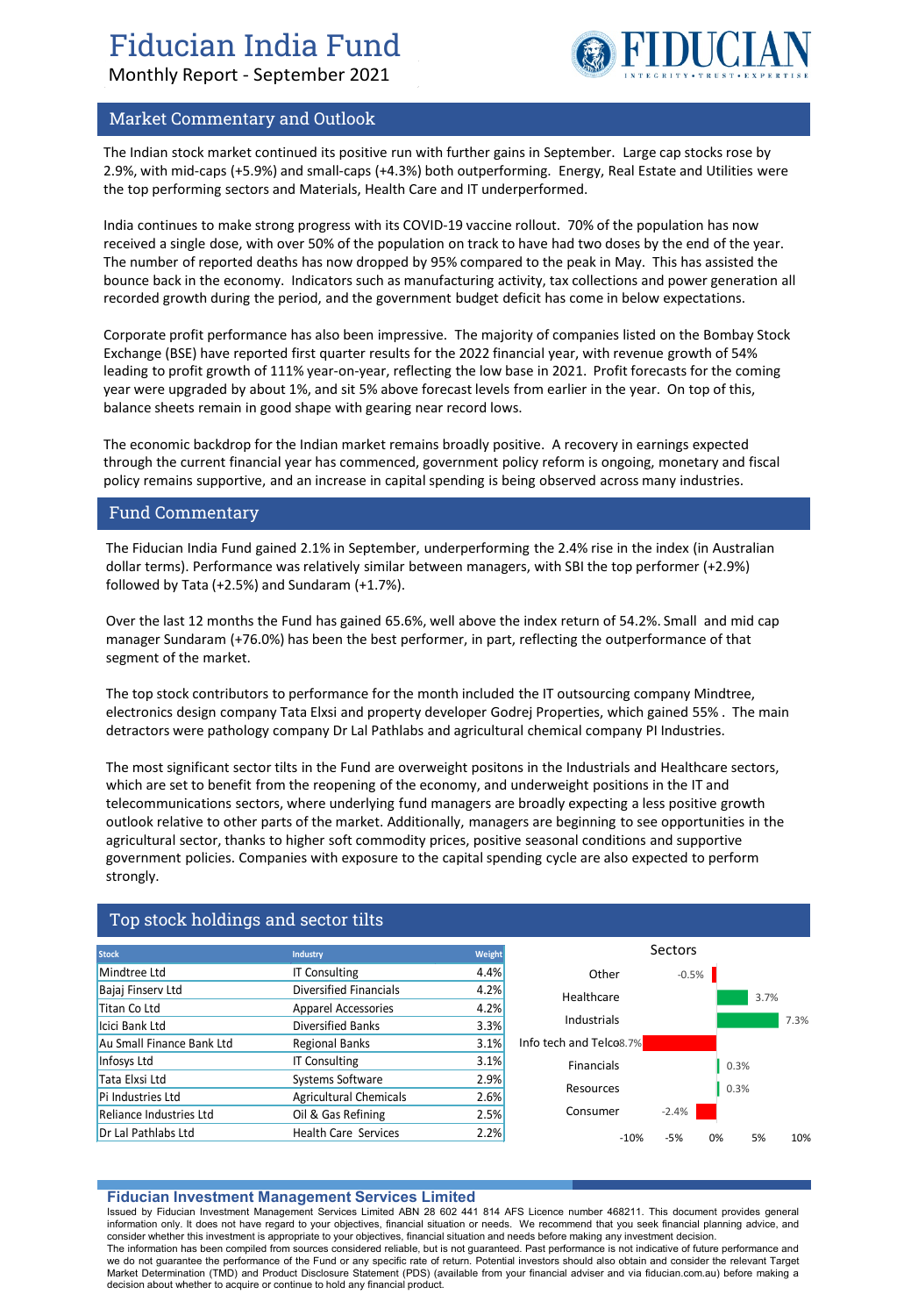# Fiducian India Fund

Monthly Report - September 2021

FIDUCIAN
INTEGRITY • TRUST • EXPERTISE

## Market Commentary and Outlook

The Indian stock market continued its positive run with further gains in September. Large cap stocks rose by 2.9%, with mid-caps (+5.9%) and small-caps (+4.3%) both outperforming. Energy, Real Estate and Utilities were the top performing sectors and Materials, Health Care and IT underperformed.

India continues to make strong progress with its COVID-19 vaccine rollout. 70% of the population has now received a single dose, with over 50% of the population on track to have had two doses by the end of the year. The number of reported deaths has now dropped by 95% compared to the peak in May. This has assisted the bounce back in the economy. Indicators such as manufacturing activity, tax collections and power generation all recorded growth during the period, and the government budget deficit has come in below expectations.

Corporate profit performance has also been impressive. The majority of companies listed on the Bombay Stock Exchange (BSE) have reported first quarter results for the 2022 financial year, with revenue growth of 54% leading to profit growth of 111% year-on-year, reflecting the low base in 2021. Profit forecasts for the coming year were upgraded by about 1%, and sit 5% above forecast levels from earlier in the year. On top of this, balance sheets remain in good shape with gearing near record lows.

The economic backdrop for the Indian market remains broadly positive. A recovery in earnings expected through the current financial year has commenced, government policy reform is ongoing, monetary and fiscal policy remains supportive, and an increase in capital spending is being observed across many industries.

## Fund Commentary

The Fiducian India Fund gained 2.1% in September, underperforming the 2.4% rise in the index (in Australian dollar terms). Performance was relatively similar between managers, with SBI the top performer (+2.9%) followed by Tata (+2.5%) and Sundaram (+1.7%).

Over the last 12 months the Fund has gained 65.6%, well above the index return of 54.2%. Small and mid cap manager Sundaram (+76.0%) has been the best performer, in part, reflecting the outperformance of that segment of the market.

The top stock contributors to performance for the month included the IT outsourcing company Mindtree, electronics design company Tata Elxsi and property developer Godrej Properties, which gained 55% . The main detractors were pathology company Dr Lal Pathlabs and agricultural chemical company PI Industries.

The most significant sector tilts in the Fund are overweight positons in the Industrials and Healthcare sectors, which are set to benefit from the reopening of the economy, and underweight positions in the IT and telecommunications sectors, where underlying fund managers are broadly expecting a less positive growth outlook relative to other parts of the market. Additionally, managers are beginning to see opportunities in the agricultural sector, thanks to higher soft commodity prices, positive seasonal conditions and supportive government policies. Companies with exposure to the capital spending cycle are also expected to perform strongly.

## Top stock holdings and sector tilts

| Stock | Industry | Weight |
|---|---|---|
| Mindtree Ltd | IT Consulting | 4.4% |
| Bajaj Finserv Ltd | Diversified Financials | 4.2% |
| Titan Co Ltd | Apparel Accessories | 4.2% |
| Icici Bank Ltd | Diversified Banks | 3.3% |
| Au Small Finance Bank Ltd | Regional Banks | 3.1% |
| Infosys Ltd | IT Consulting | 3.1% |
| Tata Elxsi Ltd | Systems Software | 2.9% |
| Pi Industries Ltd | Agricultural Chemicals | 2.6% |
| Reliance Industries Ltd | Oil & Gas Refining | 2.5% |
| Dr Lal Pathlabs Ltd | Health Care Services | 2.2% |

Sectors

Other -0.5%
Healthcare 3.7%
Industrials 7.3%
Info tech and Telco -8.7%
Financials 0.3%
Resources 0.3%
Consumer -2.4%

-10% -5% 0% 5% 10%

**Fiducian Investment Management Services Limited**

Issued by Fiducian Investment Management Services Limited ABN 28 602 441 814 AFS Licence number 468211. This document provides general information only. It does not have regard to your objectives, financial situation or needs. We recommend that you seek financial planning advice, and consider whether this investment is appropriate to your objectives, financial situation and needs before making any investment decision.
The information has been compiled from sources considered reliable, but is not guaranteed. Past performance is not indicative of future performance and we do not guarantee the performance of the Fund or any specific rate of return. Potential investors should also obtain and consider the relevant Target Market Determination (TMD) and Product Disclosure Statement (PDS) (available from your financial adviser and via fiducian.com.au) before making a decision about whether to acquire or continue to hold any financial product.